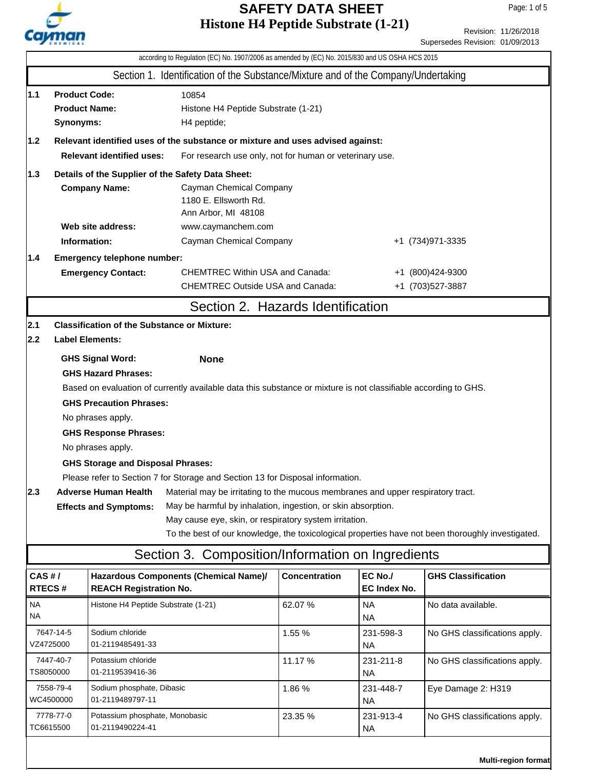# SAFETY DATA SHEET

# Histone H4 Peptide Substrate (1-21)

Revision: 11/26/2018
Supersedes Revision: 01/09/2013

according to Regulation (EC) No. 1907/2006 as amended by (EC) No. 2015/830 and US OSHA HCS 2015

## Section 1. Identification of the Substance/Mixture and of the Company/Undertaking

**1.1**
**Product Code:** 10854
**Product Name:** Histone H4 Peptide Substrate (1-21)
**Synonyms:** H4 peptide;

**1.2 Relevant identified uses of the substance or mixture and uses advised against:**
**Relevant identified uses:** For research use only, not for human or veterinary use.

**1.3 Details of the Supplier of the Safety Data Sheet:**
**Company Name:** Cayman Chemical Company
1180 E. Ellsworth Rd.
Ann Arbor, MI 48108
**Web site address:** www.caymanchem.com
**Information:** Cayman Chemical Company +1 (734)971-3335

**1.4 Emergency telephone number:**
**Emergency Contact:**
CHEMTREC Within USA and Canada: +1 (800)424-9300
CHEMTREC Outside USA and Canada: +1 (703)527-3887

## Section 2. Hazards Identification

**2.1 Classification of the Substance or Mixture:**

**2.2 Label Elements:**

**GHS Signal Word:** **None**

**GHS Hazard Phrases:**
Based on evaluation of currently available data this substance or mixture is not classifiable according to GHS.

**GHS Precaution Phrases:**
No phrases apply.

**GHS Response Phrases:**
No phrases apply.

**GHS Storage and Disposal Phrases:**
Please refer to Section 7 for Storage and Section 13 for Disposal information.

**2.3 Adverse Human Health Effects and Symptoms:**
Material may be irritating to the mucous membranes and upper respiratory tract.
May be harmful by inhalation, ingestion, or skin absorption.
May cause eye, skin, or respiratory system irritation.
To the best of our knowledge, the toxicological properties have not been thoroughly investigated.

## Section 3. Composition/Information on Ingredients

| CAS # / RTECS # | Hazardous Components (Chemical Name)/ REACH Registration No. | Concentration | EC No./ EC Index No. | GHS Classification |
|---|---|---|---|---|
| NA<br>NA | Histone H4 Peptide Substrate (1-21) | 62.07 % | NA<br>NA | No data available. |
| 7647-14-5<br>VZ4725000 | Sodium chloride<br>01-2119485491-33 | 1.55 % | 231-598-3<br>NA | No GHS classifications apply. |
| 7447-40-7<br>TS8050000 | Potassium chloride<br>01-2119539416-36 | 11.17 % | 231-211-8<br>NA | No GHS classifications apply. |
| 7558-79-4<br>WC4500000 | Sodium phosphate, Dibasic<br>01-2119489797-11 | 1.86 % | 231-448-7<br>NA | Eye Damage 2: H319 |
| 7778-77-0<br>TC6615500 | Potassium phosphate, Monobasic<br>01-2119490224-41 | 23.35 % | 231-913-4<br>NA | No GHS classifications apply. |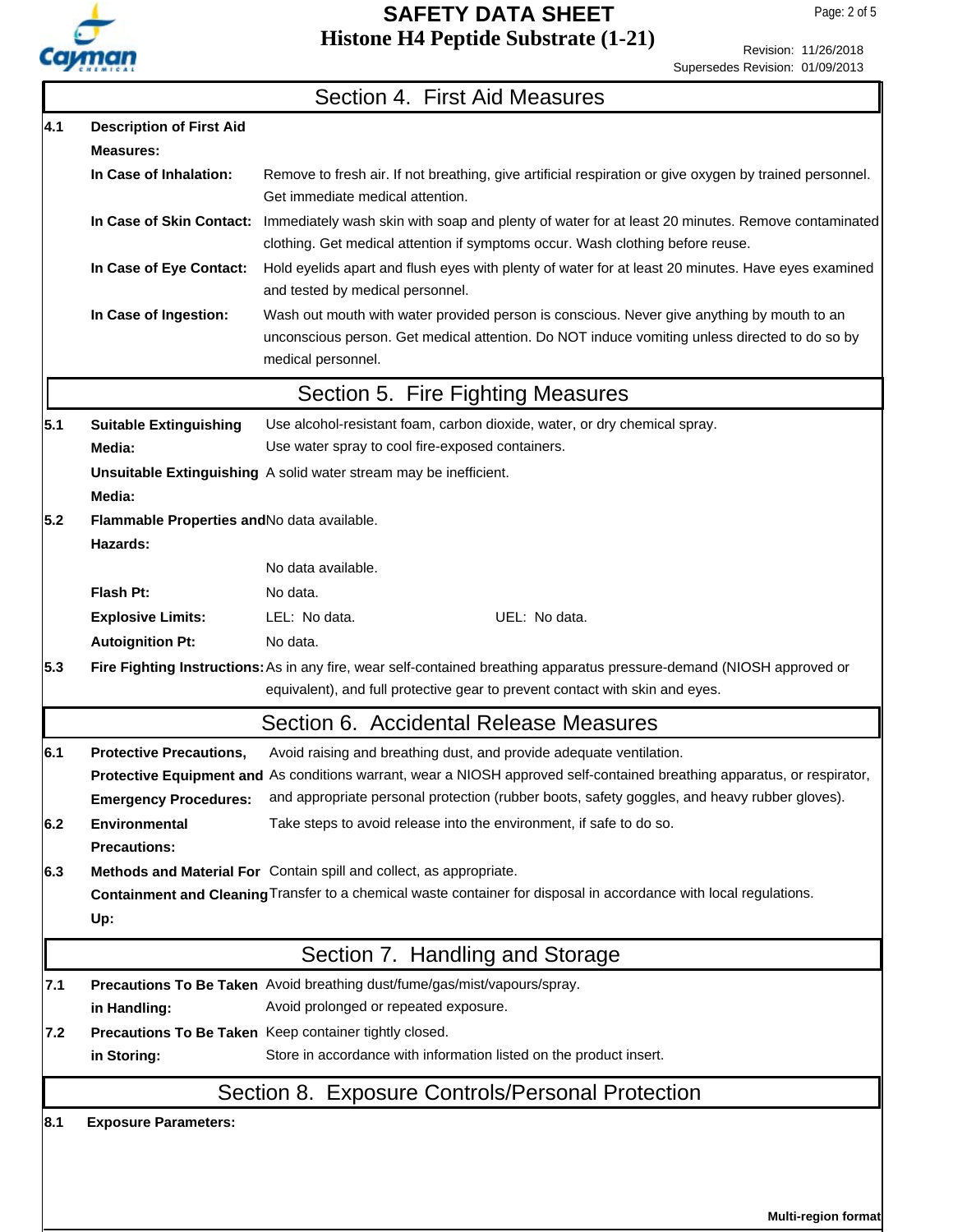## Section 4. First Aid Measures

**4.1 Description of First Aid Measures:**

**In Case of Inhalation:** Remove to fresh air. If not breathing, give artificial respiration or give oxygen by trained personnel. Get immediate medical attention.

**In Case of Skin Contact:** Immediately wash skin with soap and plenty of water for at least 20 minutes. Remove contaminated clothing. Get medical attention if symptoms occur. Wash clothing before reuse.

**In Case of Eye Contact:** Hold eyelids apart and flush eyes with plenty of water for at least 20 minutes. Have eyes examined and tested by medical personnel.

**In Case of Ingestion:** Wash out mouth with water provided person is conscious. Never give anything by mouth to an unconscious person. Get medical attention. Do NOT induce vomiting unless directed to do so by medical personnel.

## Section 5. Fire Fighting Measures

**5.1 Suitable Extinguishing Media:** Use alcohol-resistant foam, carbon dioxide, water, or dry chemical spray. Use water spray to cool fire-exposed containers.

**Unsuitable Extinguishing Media:** A solid water stream may be inefficient.

**5.2 Flammable Properties and Hazards:** No data available.

No data available.

**Flash Pt:** No data.

**Explosive Limits:** LEL: No data. UEL: No data.

**Autoignition Pt:** No data.

**5.3 Fire Fighting Instructions:** As in any fire, wear self-contained breathing apparatus pressure-demand (NIOSH approved or equivalent), and full protective gear to prevent contact with skin and eyes.

## Section 6. Accidental Release Measures

**6.1 Protective Precautions, Protective Equipment and Emergency Procedures:** Avoid raising and breathing dust, and provide adequate ventilation. As conditions warrant, wear a NIOSH approved self-contained breathing apparatus, or respirator, and appropriate personal protection (rubber boots, safety goggles, and heavy rubber gloves).

**6.2 Environmental Precautions:** Take steps to avoid release into the environment, if safe to do so.

**6.3 Methods and Material For Containment and Cleaning Up:** Contain spill and collect, as appropriate. Transfer to a chemical waste container for disposal in accordance with local regulations.

## Section 7. Handling and Storage

**7.1 Precautions To Be Taken in Handling:** Avoid breathing dust/fume/gas/mist/vapours/spray. Avoid prolonged or repeated exposure.

**7.2 Precautions To Be Taken in Storing:** Keep container tightly closed. Store in accordance with information listed on the product insert.

## Section 8. Exposure Controls/Personal Protection

**8.1 Exposure Parameters:**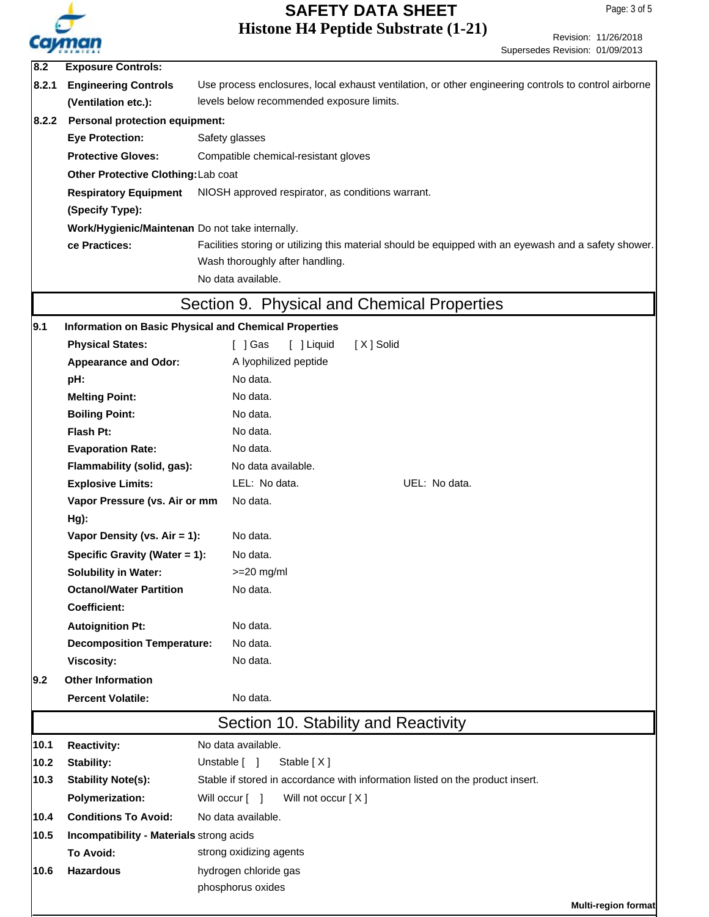**8.2 Exposure Controls:**

**8.2.1 Engineering Controls (Ventilation etc.):** Use process enclosures, local exhaust ventilation, or other engineering controls to control airborne levels below recommended exposure limits.

**8.2.2 Personal protection equipment:**

| | |
|---|---|
| **Eye Protection:** | Safety glasses |
| **Protective Gloves:** | Compatible chemical-resistant gloves |
| **Other Protective Clothing:** | Lab coat |
| **Respiratory Equipment (Specify Type):** | NIOSH approved respirator, as conditions warrant. |
| **Work/Hygienic/Maintenance Practices:** | Do not take internally. Facilities storing or utilizing this material should be equipped with an eyewash and a safety shower. Wash thoroughly after handling. No data available. |

## Section 9. Physical and Chemical Properties

**9.1 Information on Basic Physical and Chemical Properties**

| | |
|---|---|
| **Physical States:** | [ ] Gas [ ] Liquid [ X ] Solid |
| **Appearance and Odor:** | A lyophilized peptide |
| **pH:** | No data. |
| **Melting Point:** | No data. |
| **Boiling Point:** | No data. |
| **Flash Pt:** | No data. |
| **Evaporation Rate:** | No data. |
| **Flammability (solid, gas):** | No data available. |
| **Explosive Limits:** | LEL: No data. UEL: No data. |
| **Vapor Pressure (vs. Air or mm Hg):** | No data. |
| **Vapor Density (vs. Air = 1):** | No data. |
| **Specific Gravity (Water = 1):** | No data. |
| **Solubility in Water:** | >=20 mg/ml |
| **Octanol/Water Partition Coefficient:** | No data. |
| **Autoignition Pt:** | No data. |
| **Decomposition Temperature:** | No data. |
| **Viscosity:** | No data. |

**9.2 Other Information**

| | |
|---|---|
| **Percent Volatile:** | No data. |

## Section 10. Stability and Reactivity

| | | |
|---|---|---|
| 10.1 | **Reactivity:** | No data available. |
| 10.2 | **Stability:** | Unstable [ ] Stable [ X ] |
| 10.3 | **Stability Note(s):** | Stable if stored in accordance with information listed on the product insert. |
| | **Polymerization:** | Will occur [ ] Will not occur [ X ] |
| 10.4 | **Conditions To Avoid:** | No data available. |
| 10.5 | **Incompatibility - Materials To Avoid:** | strong acids<br>strong oxidizing agents |
| 10.6 | **Hazardous** | hydrogen chloride gas<br>phosphorus oxides |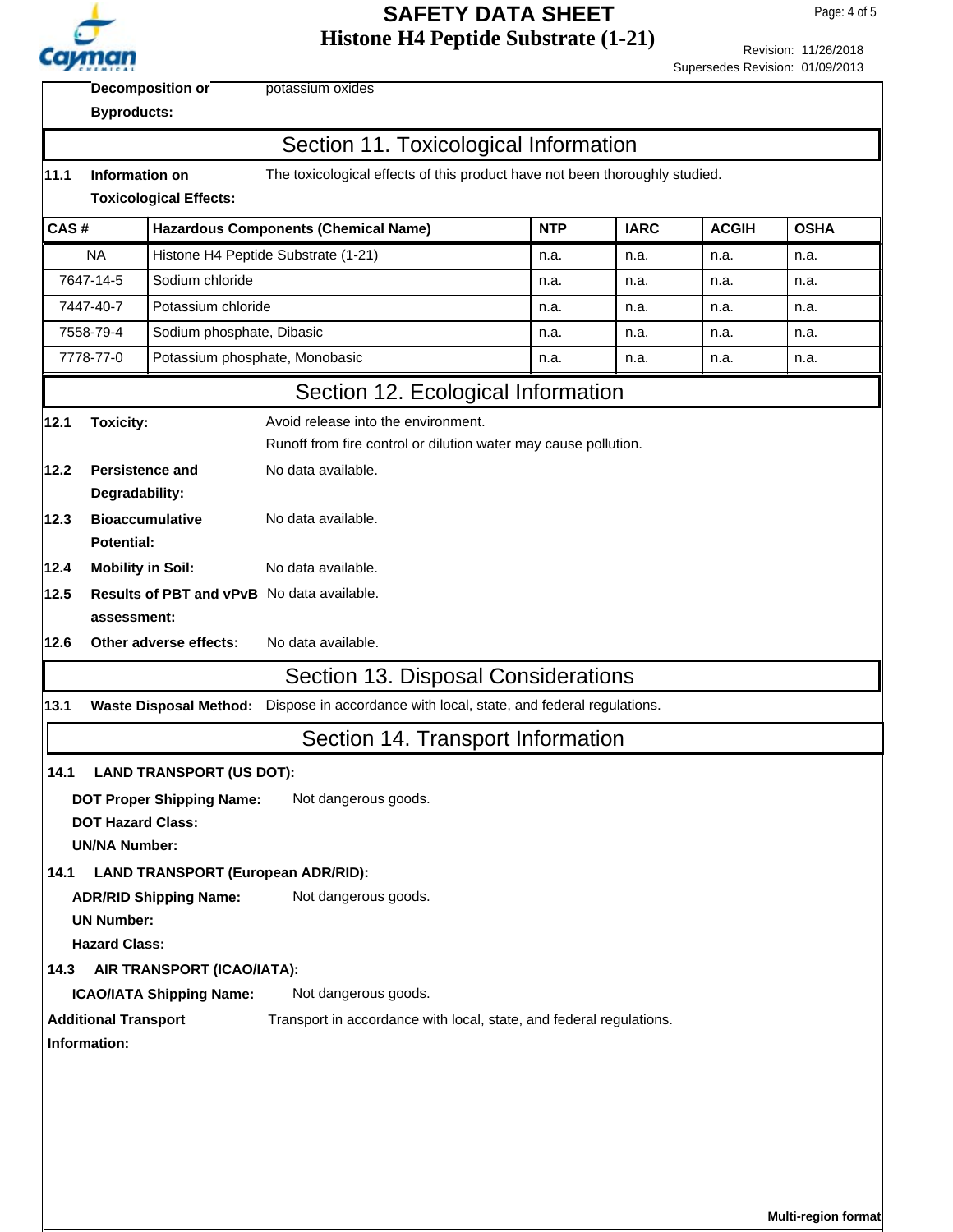| | |
|---|---|
| **Decomposition or Byproducts:** | potassium oxides |

## Section 11. Toxicological Information

| | | |
|---|---|---|
| **11.1** | **Information on Toxicological Effects:** | The toxicological effects of this product have not been thoroughly studied. |

| CAS # | Hazardous Components (Chemical Name) | NTP | IARC | ACGIH | OSHA |
|---|---|---|---|---|---|
| NA | Histone H4 Peptide Substrate (1-21) | n.a. | n.a. | n.a. | n.a. |
| 7647-14-5 | Sodium chloride | n.a. | n.a. | n.a. | n.a. |
| 7447-40-7 | Potassium chloride | n.a. | n.a. | n.a. | n.a. |
| 7558-79-4 | Sodium phosphate, Dibasic | n.a. | n.a. | n.a. | n.a. |
| 7778-77-0 | Potassium phosphate, Monobasic | n.a. | n.a. | n.a. | n.a. |

## Section 12. Ecological Information

| | | |
|---|---|---|
| **12.1** | **Toxicity:** | Avoid release into the environment.<br>Runoff from fire control or dilution water may cause pollution. |
| **12.2** | **Persistence and Degradability:** | No data available. |
| **12.3** | **Bioaccumulative Potential:** | No data available. |
| **12.4** | **Mobility in Soil:** | No data available. |
| **12.5** | **Results of PBT and vPvB assessment:** | No data available. |
| **12.6** | **Other adverse effects:** | No data available. |

## Section 13. Disposal Considerations

| | | |
|---|---|---|
| **13.1** | **Waste Disposal Method:** | Dispose in accordance with local, state, and federal regulations. |

## Section 14. Transport Information

**14.1 LAND TRANSPORT (US DOT):**

**DOT Proper Shipping Name:** Not dangerous goods.

**DOT Hazard Class:**

**UN/NA Number:**

**14.1 LAND TRANSPORT (European ADR/RID):**

**ADR/RID Shipping Name:** Not dangerous goods.

**UN Number:**

**Hazard Class:**

**14.3 AIR TRANSPORT (ICAO/IATA):**

**ICAO/IATA Shipping Name:** Not dangerous goods.

**Additional Transport Information:** Transport in accordance with local, state, and federal regulations.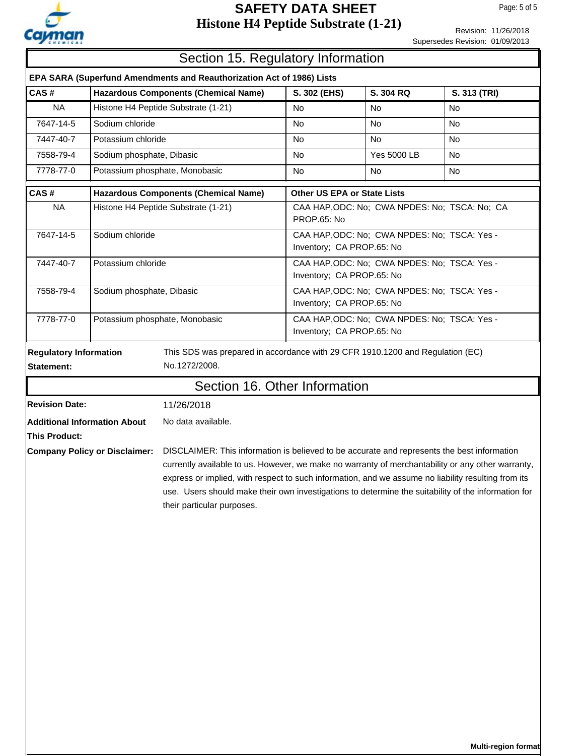## Section 15. Regulatory Information

**EPA SARA (Superfund Amendments and Reauthorization Act of 1986) Lists**

| CAS # | Hazardous Components (Chemical Name) | S. 302 (EHS) | S. 304 RQ | S. 313 (TRI) |
|---|---|---|---|---|
| NA | Histone H4 Peptide Substrate (1-21) | No | No | No |
| 7647-14-5 | Sodium chloride | No | No | No |
| 7447-40-7 | Potassium chloride | No | No | No |
| 7558-79-4 | Sodium phosphate, Dibasic | No | Yes 5000 LB | No |
| 7778-77-0 | Potassium phosphate, Monobasic | No | No | No |

| CAS # | Hazardous Components (Chemical Name) | Other US EPA or State Lists |
|---|---|---|
| NA | Histone H4 Peptide Substrate (1-21) | CAA HAP,ODC: No; CWA NPDES: No; TSCA: No; CA PROP.65: No |
| 7647-14-5 | Sodium chloride | CAA HAP,ODC: No; CWA NPDES: No; TSCA: Yes - Inventory; CA PROP.65: No |
| 7447-40-7 | Potassium chloride | CAA HAP,ODC: No; CWA NPDES: No; TSCA: Yes - Inventory; CA PROP.65: No |
| 7558-79-4 | Sodium phosphate, Dibasic | CAA HAP,ODC: No; CWA NPDES: No; TSCA: Yes - Inventory; CA PROP.65: No |
| 7778-77-0 | Potassium phosphate, Monobasic | CAA HAP,ODC: No; CWA NPDES: No; TSCA: Yes - Inventory; CA PROP.65: No |

**Regulatory Information Statement:** This SDS was prepared in accordance with 29 CFR 1910.1200 and Regulation (EC) No.1272/2008.

## Section 16. Other Information

**Revision Date:** 11/26/2018

**Additional Information About This Product:** No data available.

**Company Policy or Disclaimer:** DISCLAIMER: This information is believed to be accurate and represents the best information currently available to us. However, we make no warranty of merchantability or any other warranty, express or implied, with respect to such information, and we assume no liability resulting from its use. Users should make their own investigations to determine the suitability of the information for their particular purposes.